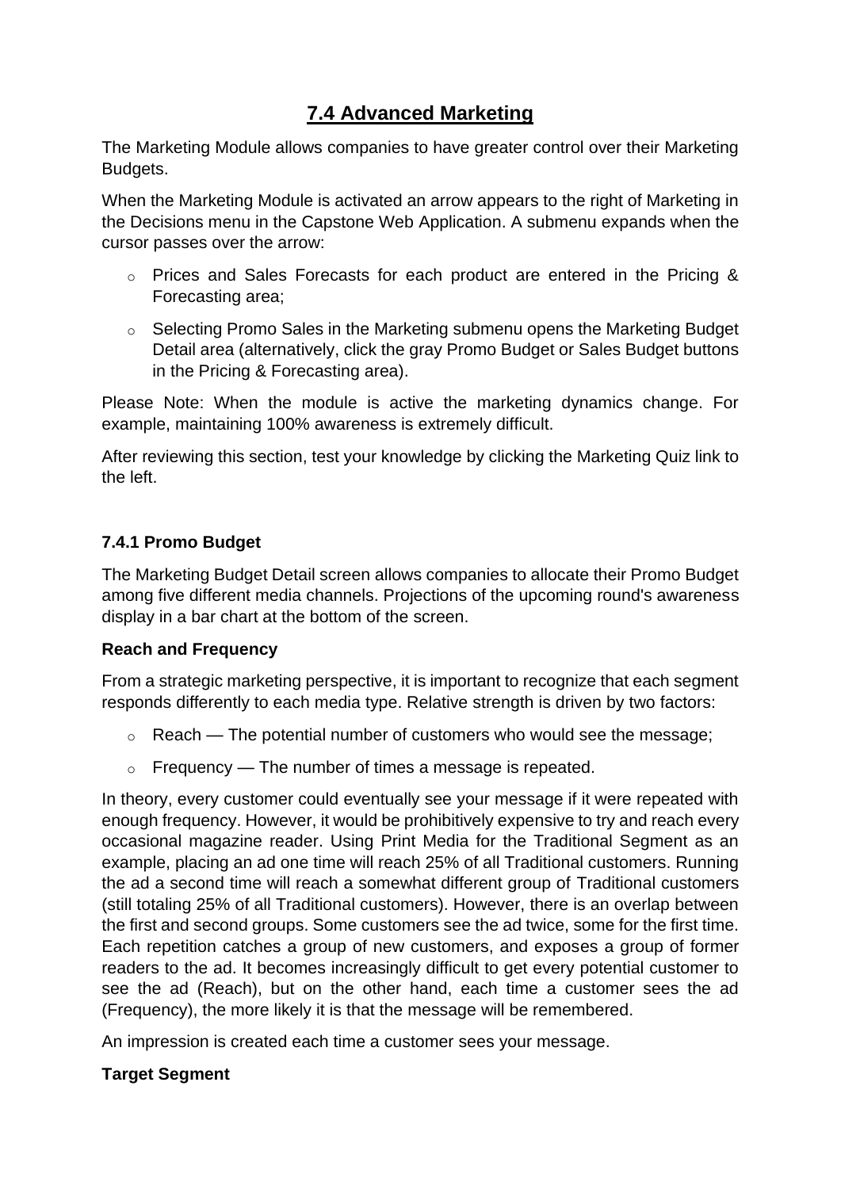## 7.4 Advanced Marketing

The Marketing Module allows companies to have greater control over their Marketing Budgets.

When the Marketing Module is activated an arrow appears to the right of Marketing in the Decisions menu in the Capstone Web Application. A submenu expands when the cursor passes over the arrow:

- Prices and Sales Forecasts for each product are entered in the Pricing & Forecasting area;
- Selecting Promo Sales in the Marketing submenu opens the Marketing Budget Detail area (alternatively, click the gray Promo Budget or Sales Budget buttons in the Pricing & Forecasting area).

Please Note: When the module is active the marketing dynamics change. For example, maintaining 100% awareness is extremely difficult.

After reviewing this section, test your knowledge by clicking the Marketing Quiz link to the left.

### 7.4.1 Promo Budget

The Marketing Budget Detail screen allows companies to allocate their Promo Budget among five different media channels. Projections of the upcoming round's awareness display in a bar chart at the bottom of the screen.

#### Reach and Frequency

From a strategic marketing perspective, it is important to recognize that each segment responds differently to each media type. Relative strength is driven by two factors:

- Reach — The potential number of customers who would see the message;
- Frequency — The number of times a message is repeated.

In theory, every customer could eventually see your message if it were repeated with enough frequency. However, it would be prohibitively expensive to try and reach every occasional magazine reader. Using Print Media for the Traditional Segment as an example, placing an ad one time will reach 25% of all Traditional customers. Running the ad a second time will reach a somewhat different group of Traditional customers (still totaling 25% of all Traditional customers). However, there is an overlap between the first and second groups. Some customers see the ad twice, some for the first time. Each repetition catches a group of new customers, and exposes a group of former readers to the ad. It becomes increasingly difficult to get every potential customer to see the ad (Reach), but on the other hand, each time a customer sees the ad (Frequency), the more likely it is that the message will be remembered.

An impression is created each time a customer sees your message.

#### Target Segment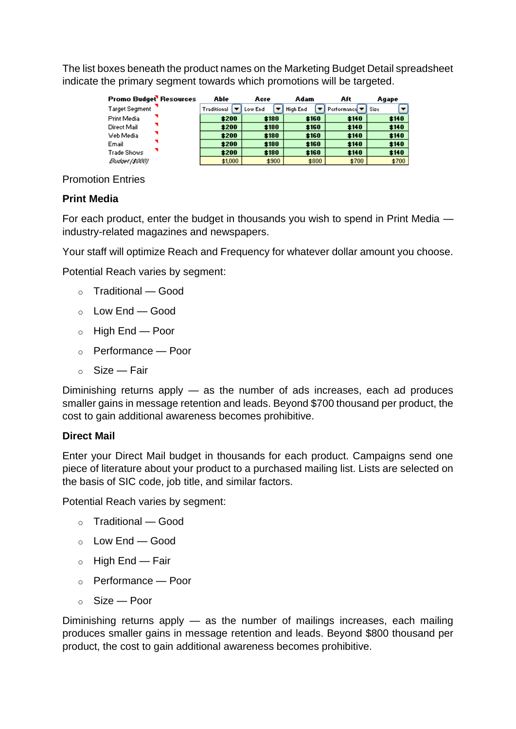The list boxes beneath the product names on the Marketing Budget Detail spreadsheet indicate the primary segment towards which promotions will be targeted.

| Promo Budget Resources | Able | Acre | Adam | Aft | Agape |
|---|---|---|---|---|---|
| Target Segment | Traditional | Low End | High End | Performance | Size |
| Print Media | $200 | $180 | $160 | $140 | $140 |
| Direct Mail | $200 | $180 | $160 | $140 | $140 |
| Web Media | $200 | $180 | $160 | $140 | $140 |
| Email | $200 | $180 | $160 | $140 | $140 |
| Trade Shows | $200 | $180 | $160 | $140 | $140 |
| *Budget ($000)* | $1,000 | $900 | $800 | $700 | $700 |

Promotion Entries

**Print Media**

For each product, enter the budget in thousands you wish to spend in Print Media — industry-related magazines and newspapers.

Your staff will optimize Reach and Frequency for whatever dollar amount you choose.

Potential Reach varies by segment:

- Traditional — Good
- Low End — Good
- High End — Poor
- Performance — Poor
- Size — Fair

Diminishing returns apply — as the number of ads increases, each ad produces smaller gains in message retention and leads. Beyond $700 thousand per product, the cost to gain additional awareness becomes prohibitive.

**Direct Mail**

Enter your Direct Mail budget in thousands for each product. Campaigns send one piece of literature about your product to a purchased mailing list. Lists are selected on the basis of SIC code, job title, and similar factors.

Potential Reach varies by segment:

- Traditional — Good
- Low End — Good
- High End — Fair
- Performance — Poor
- Size — Poor

Diminishing returns apply — as the number of mailings increases, each mailing produces smaller gains in message retention and leads. Beyond $800 thousand per product, the cost to gain additional awareness becomes prohibitive.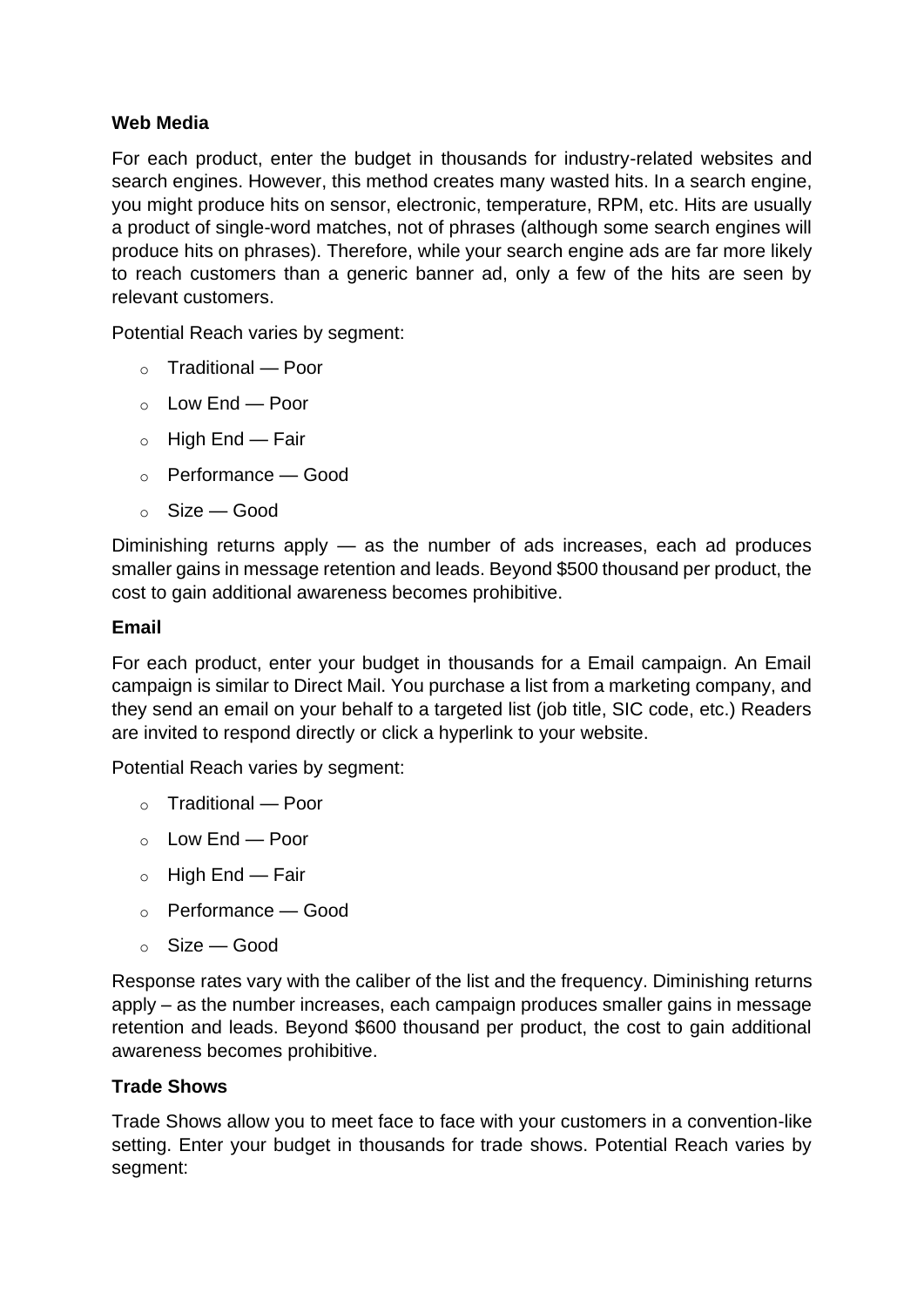**Web Media**

For each product, enter the budget in thousands for industry-related websites and search engines. However, this method creates many wasted hits. In a search engine, you might produce hits on sensor, electronic, temperature, RPM, etc. Hits are usually a product of single-word matches, not of phrases (although some search engines will produce hits on phrases). Therefore, while your search engine ads are far more likely to reach customers than a generic banner ad, only a few of the hits are seen by relevant customers.

Potential Reach varies by segment:

- Traditional — Poor
- Low End — Poor
- High End — Fair
- Performance — Good
- Size — Good

Diminishing returns apply — as the number of ads increases, each ad produces smaller gains in message retention and leads. Beyond $500 thousand per product, the cost to gain additional awareness becomes prohibitive.

**Email**

For each product, enter your budget in thousands for a Email campaign. An Email campaign is similar to Direct Mail. You purchase a list from a marketing company, and they send an email on your behalf to a targeted list (job title, SIC code, etc.) Readers are invited to respond directly or click a hyperlink to your website.

Potential Reach varies by segment:

- Traditional — Poor
- Low End — Poor
- High End — Fair
- Performance — Good
- Size — Good

Response rates vary with the caliber of the list and the frequency. Diminishing returns apply – as the number increases, each campaign produces smaller gains in message retention and leads. Beyond $600 thousand per product, the cost to gain additional awareness becomes prohibitive.

**Trade Shows**

Trade Shows allow you to meet face to face with your customers in a convention-like setting. Enter your budget in thousands for trade shows. Potential Reach varies by segment: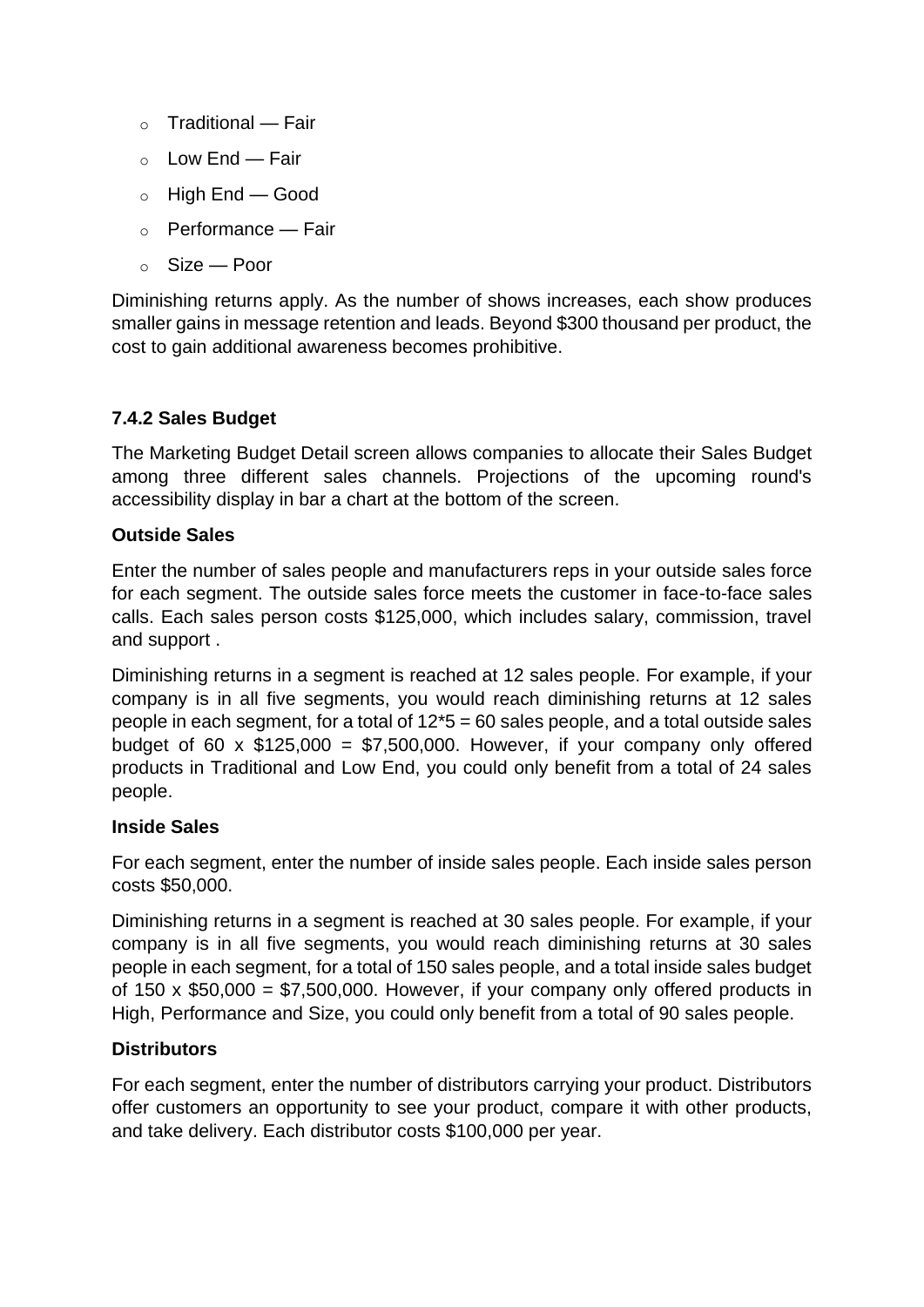- Traditional — Fair
- Low End — Fair
- High End — Good
- Performance — Fair
- Size — Poor

Diminishing returns apply. As the number of shows increases, each show produces smaller gains in message retention and leads. Beyond $300 thousand per product, the cost to gain additional awareness becomes prohibitive.

### 7.4.2 Sales Budget

The Marketing Budget Detail screen allows companies to allocate their Sales Budget among three different sales channels. Projections of the upcoming round's accessibility display in bar a chart at the bottom of the screen.

**Outside Sales**

Enter the number of sales people and manufacturers reps in your outside sales force for each segment. The outside sales force meets the customer in face-to-face sales calls. Each sales person costs $125,000, which includes salary, commission, travel and support .

Diminishing returns in a segment is reached at 12 sales people. For example, if your company is in all five segments, you would reach diminishing returns at 12 sales people in each segment, for a total of 12*5 = 60 sales people, and a total outside sales budget of 60 x $125,000 = $7,500,000. However, if your company only offered products in Traditional and Low End, you could only benefit from a total of 24 sales people.

**Inside Sales**

For each segment, enter the number of inside sales people. Each inside sales person costs $50,000.

Diminishing returns in a segment is reached at 30 sales people. For example, if your company is in all five segments, you would reach diminishing returns at 30 sales people in each segment, for a total of 150 sales people, and a total inside sales budget of 150 x $50,000 = $7,500,000. However, if your company only offered products in High, Performance and Size, you could only benefit from a total of 90 sales people.

**Distributors**

For each segment, enter the number of distributors carrying your product. Distributors offer customers an opportunity to see your product, compare it with other products, and take delivery. Each distributor costs $100,000 per year.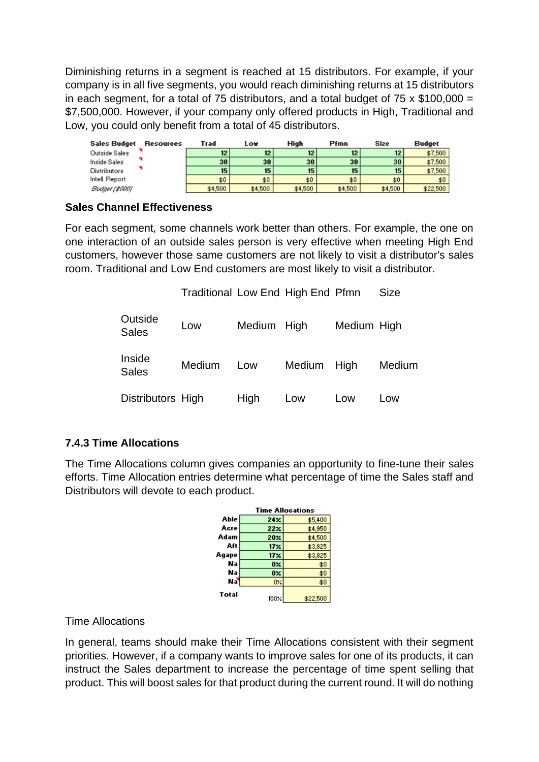Diminishing returns in a segment is reached at 15 distributors. For example, if your company is in all five segments, you would reach diminishing returns at 15 distributors in each segment, for a total of 75 distributors, and a total budget of 75 x $100,000 = $7,500,000. However, if your company only offered products in High, Traditional and Low, you could only benefit from a total of 45 distributors.

| Sales Budget | Resources | Trad | Low | High | Pfmn | Size | Budget |
|---|---|---|---|---|---|---|---|
| Outside Sales | | 12 | 12 | 12 | 12 | 12 | $7,500 |
| Inside Sales | | 30 | 30 | 30 | 30 | 30 | $7,500 |
| Distributors | | 15 | 15 | 15 | 15 | 15 | $7,500 |
| Intell. Report | | $0 | $0 | $0 | $0 | $0 | $0 |
| *Budget ($000)* | | $4,500 | $4,500 | $4,500 | $4,500 | $4,500 | $22,500 |

### Sales Channel Effectiveness

For each segment, some channels work better than others. For example, the one on one interaction of an outside sales person is very effective when meeting High End customers, however those same customers are not likely to visit a distributor's sales room. Traditional and Low End customers are most likely to visit a distributor.

| | Traditional | Low End | High End | Pfmn | Size |
|---|---|---|---|---|---|
| Outside Sales | Low | Medium | High | Medium | High |
| Inside Sales | Medium | Low | Medium | High | Medium |
| Distributors | High | High | Low | Low | Low |

### 7.4.3 Time Allocations

The Time Allocations column gives companies an opportunity to fine-tune their sales efforts. Time Allocation entries determine what percentage of time the Sales staff and Distributors will devote to each product.

| | Time Allocations | |
|---|---|---|
| Able | 24% | $5,400 |
| Acre | 22% | $4,950 |
| Adam | 20% | $4,500 |
| Aft | 17% | $3,825 |
| Agape | 17% | $3,825 |
| Na | 0% | $0 |
| Na | 0% | $0 |
| Na | 0% | $0 |
| Total | 100% | $22,500 |

Time Allocations

In general, teams should make their Time Allocations consistent with their segment priorities. However, if a company wants to improve sales for one of its products, it can instruct the Sales department to increase the percentage of time spent selling that product. This will boost sales for that product during the current round. It will do nothing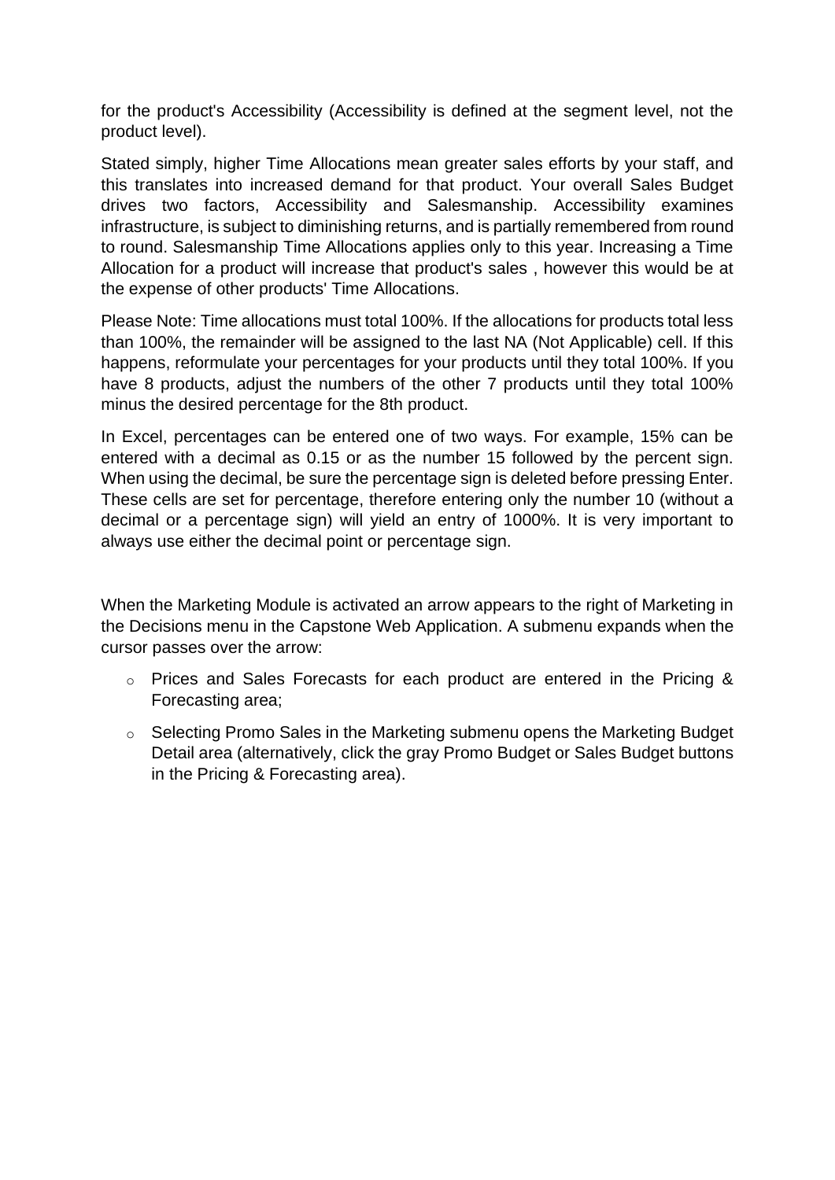for the product's Accessibility (Accessibility is defined at the segment level, not the product level).

Stated simply, higher Time Allocations mean greater sales efforts by your staff, and this translates into increased demand for that product. Your overall Sales Budget drives two factors, Accessibility and Salesmanship. Accessibility examines infrastructure, is subject to diminishing returns, and is partially remembered from round to round. Salesmanship Time Allocations applies only to this year. Increasing a Time Allocation for a product will increase that product's sales , however this would be at the expense of other products' Time Allocations.

Please Note: Time allocations must total 100%. If the allocations for products total less than 100%, the remainder will be assigned to the last NA (Not Applicable) cell. If this happens, reformulate your percentages for your products until they total 100%. If you have 8 products, adjust the numbers of the other 7 products until they total 100% minus the desired percentage for the 8th product.

In Excel, percentages can be entered one of two ways. For example, 15% can be entered with a decimal as 0.15 or as the number 15 followed by the percent sign. When using the decimal, be sure the percentage sign is deleted before pressing Enter. These cells are set for percentage, therefore entering only the number 10 (without a decimal or a percentage sign) will yield an entry of 1000%. It is very important to always use either the decimal point or percentage sign.

When the Marketing Module is activated an arrow appears to the right of Marketing in the Decisions menu in the Capstone Web Application. A submenu expands when the cursor passes over the arrow:

- Prices and Sales Forecasts for each product are entered in the Pricing & Forecasting area;
- Selecting Promo Sales in the Marketing submenu opens the Marketing Budget Detail area (alternatively, click the gray Promo Budget or Sales Budget buttons in the Pricing & Forecasting area).